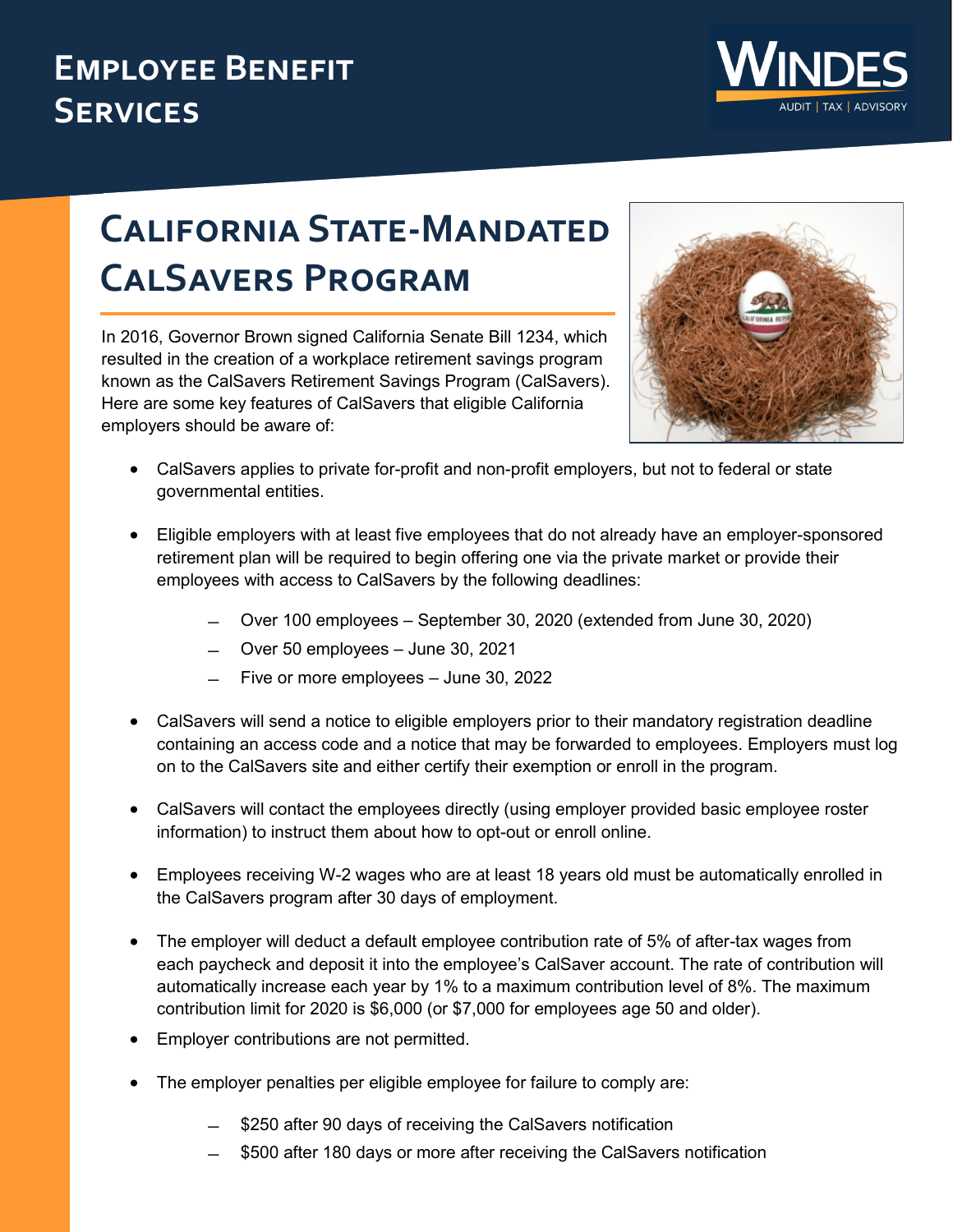# Employee Benefit Services

# California State-Mandated CalSavers Program

In 2016, Governor Brown signed California Senate Bill 1234, which resulted in the creation of a workplace retirement savings program known as the CalSavers Retirement Savings Program (CalSavers). Here are some key features of CalSavers that eligible California employers should be aware of:

- CalSavers applies to private for-profit and non-profit employers, but not to federal or state governmental entities.
- Eligible employers with at least five employees that do not already have an employer-sponsored retirement plan will be required to begin offering one via the private market or provide their employees with access to CalSavers by the following deadlines:
  - Over 100 employees – September 30, 2020 (extended from June 30, 2020)
  - Over 50 employees – June 30, 2021
  - Five or more employees – June 30, 2022
- CalSavers will send a notice to eligible employers prior to their mandatory registration deadline containing an access code and a notice that may be forwarded to employees. Employers must log on to the CalSavers site and either certify their exemption or enroll in the program.
- CalSavers will contact the employees directly (using employer provided basic employee roster information) to instruct them about how to opt-out or enroll online.
- Employees receiving W-2 wages who are at least 18 years old must be automatically enrolled in the CalSavers program after 30 days of employment.
- The employer will deduct a default employee contribution rate of 5% of after-tax wages from each paycheck and deposit it into the employee's CalSaver account. The rate of contribution will automatically increase each year by 1% to a maximum contribution level of 8%. The maximum contribution limit for 2020 is $6,000 (or $7,000 for employees age 50 and older).
- Employer contributions are not permitted.
- The employer penalties per eligible employee for failure to comply are:
  - $250 after 90 days of receiving the CalSavers notification
  - $500 after 180 days or more after receiving the CalSavers notification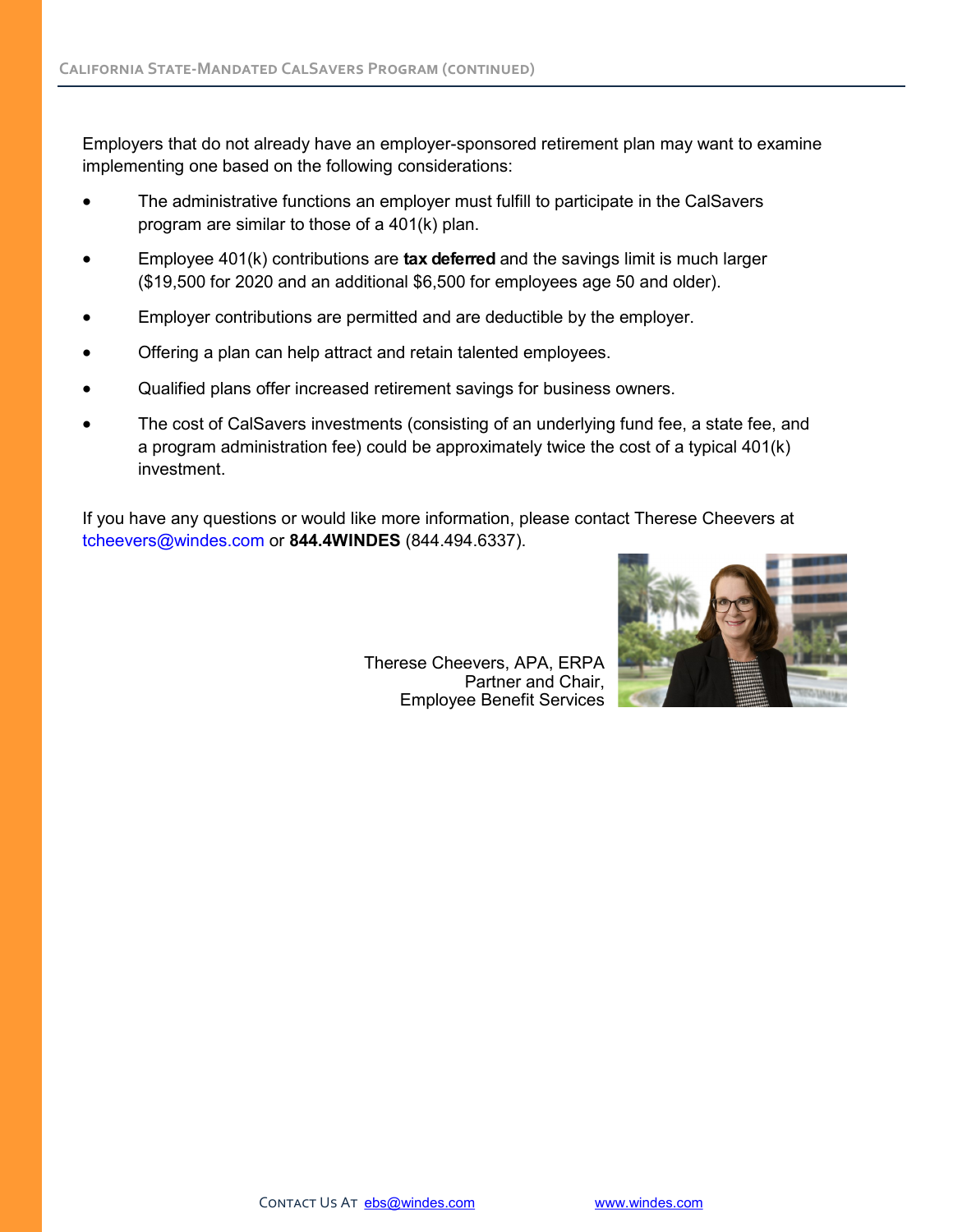Employers that do not already have an employer-sponsored retirement plan may want to examine implementing one based on the following considerations:

- The administrative functions an employer must fulfill to participate in the CalSavers program are similar to those of a 401(k) plan.
- Employee 401(k) contributions are **tax deferred** and the savings limit is much larger ($19,500 for 2020 and an additional $6,500 for employees age 50 and older).
- Employer contributions are permitted and are deductible by the employer.
- Offering a plan can help attract and retain talented employees.
- Qualified plans offer increased retirement savings for business owners.
- The cost of CalSavers investments (consisting of an underlying fund fee, a state fee, and a program administration fee) could be approximately twice the cost of a typical 401(k) investment.

If you have any questions or would like more information, please contact Therese Cheevers at tcheevers@windes.com or **844.4WINDES** (844.494.6337).

Therese Cheevers, APA, ERPA
Partner and Chair,
Employee Benefit Services

Contact Us At ebs@windes.com www.windes.com